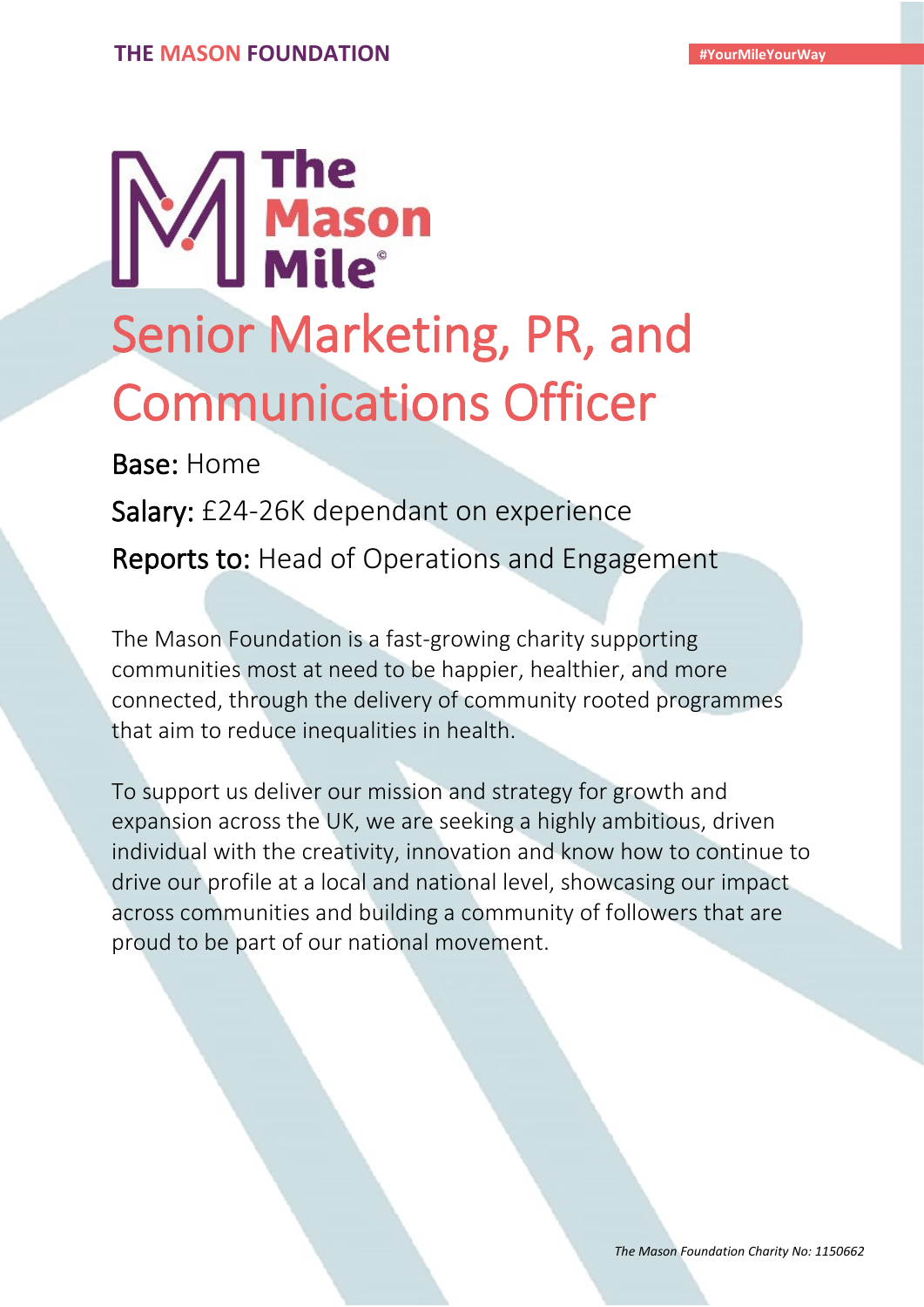# Senior Marketing, PR, and Communications Officer

**Base:** Home

**Salary:** £24-26K dependant on experience

**Reports to:** Head of Operations and Engagement

The Mason Foundation is a fast-growing charity supporting communities most at need to be happier, healthier, and more connected, through the delivery of community rooted programmes that aim to reduce inequalities in health.

To support us deliver our mission and strategy for growth and expansion across the UK, we are seeking a highly ambitious, driven individual with the creativity, innovation and know how to continue to drive our profile at a local and national level, showcasing our impact across communities and building a community of followers that are proud to be part of our national movement.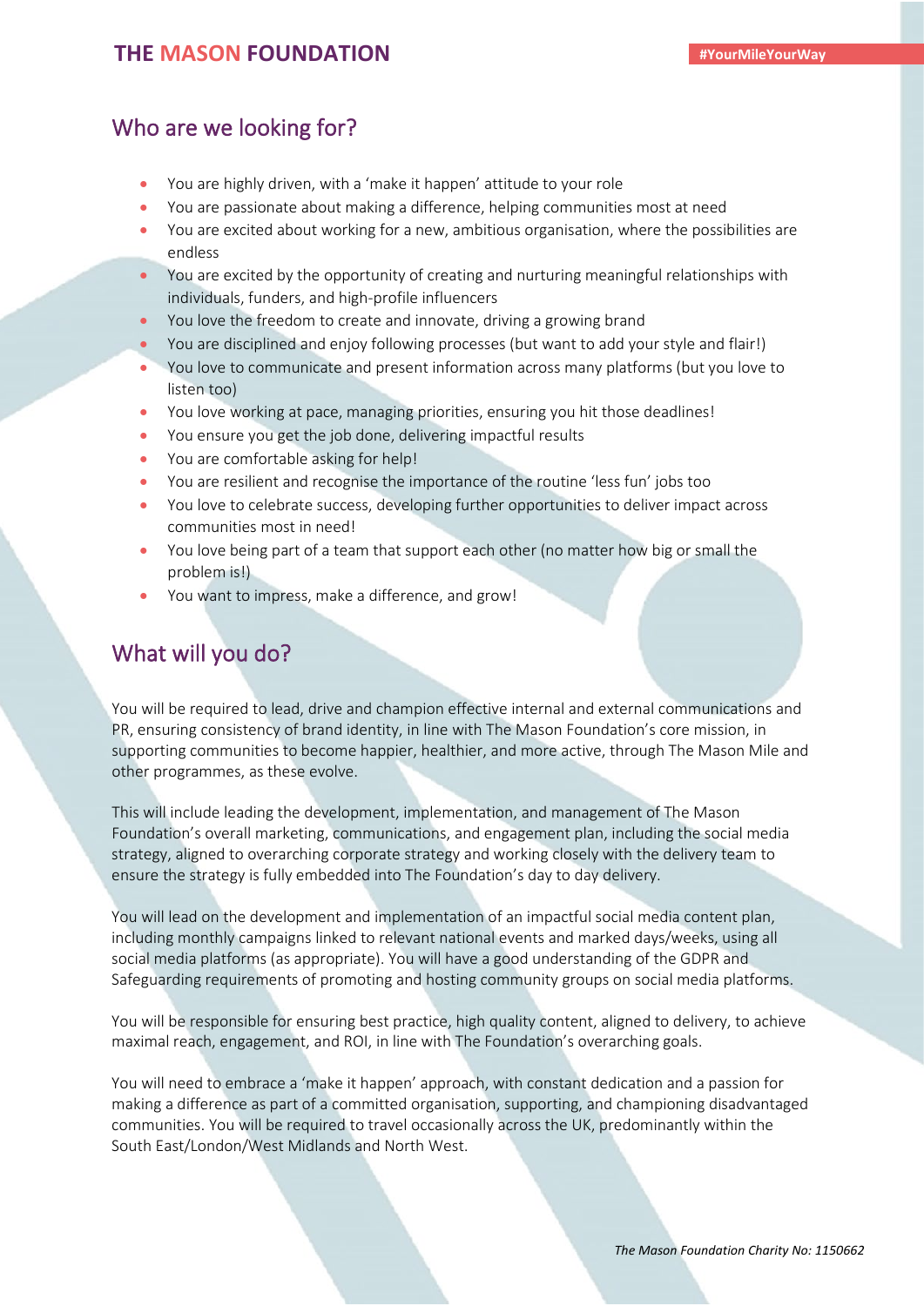## Who are we looking for?

- You are highly driven, with a 'make it happen' attitude to your role
- You are passionate about making a difference, helping communities most at need
- You are excited about working for a new, ambitious organisation, where the possibilities are endless
- You are excited by the opportunity of creating and nurturing meaningful relationships with individuals, funders, and high-profile influencers
- You love the freedom to create and innovate, driving a growing brand
- You are disciplined and enjoy following processes (but want to add your style and flair!)
- You love to communicate and present information across many platforms (but you love to listen too)
- You love working at pace, managing priorities, ensuring you hit those deadlines!
- You ensure you get the job done, delivering impactful results
- You are comfortable asking for help!
- You are resilient and recognise the importance of the routine 'less fun' jobs too
- You love to celebrate success, developing further opportunities to deliver impact across communities most in need!
- You love being part of a team that support each other (no matter how big or small the problem is!)
- You want to impress, make a difference, and grow!

## What will you do?

You will be required to lead, drive and champion effective internal and external communications and PR, ensuring consistency of brand identity, in line with The Mason Foundation's core mission, in supporting communities to become happier, healthier, and more active, through The Mason Mile and other programmes, as these evolve.

This will include leading the development, implementation, and management of The Mason Foundation's overall marketing, communications, and engagement plan, including the social media strategy, aligned to overarching corporate strategy and working closely with the delivery team to ensure the strategy is fully embedded into The Foundation's day to day delivery.

You will lead on the development and implementation of an impactful social media content plan, including monthly campaigns linked to relevant national events and marked days/weeks, using all social media platforms (as appropriate). You will have a good understanding of the GDPR and Safeguarding requirements of promoting and hosting community groups on social media platforms.

You will be responsible for ensuring best practice, high quality content, aligned to delivery, to achieve maximal reach, engagement, and ROI, in line with The Foundation's overarching goals.

You will need to embrace a 'make it happen' approach, with constant dedication and a passion for making a difference as part of a committed organisation, supporting, and championing disadvantaged communities. You will be required to travel occasionally across the UK, predominantly within the South East/London/West Midlands and North West.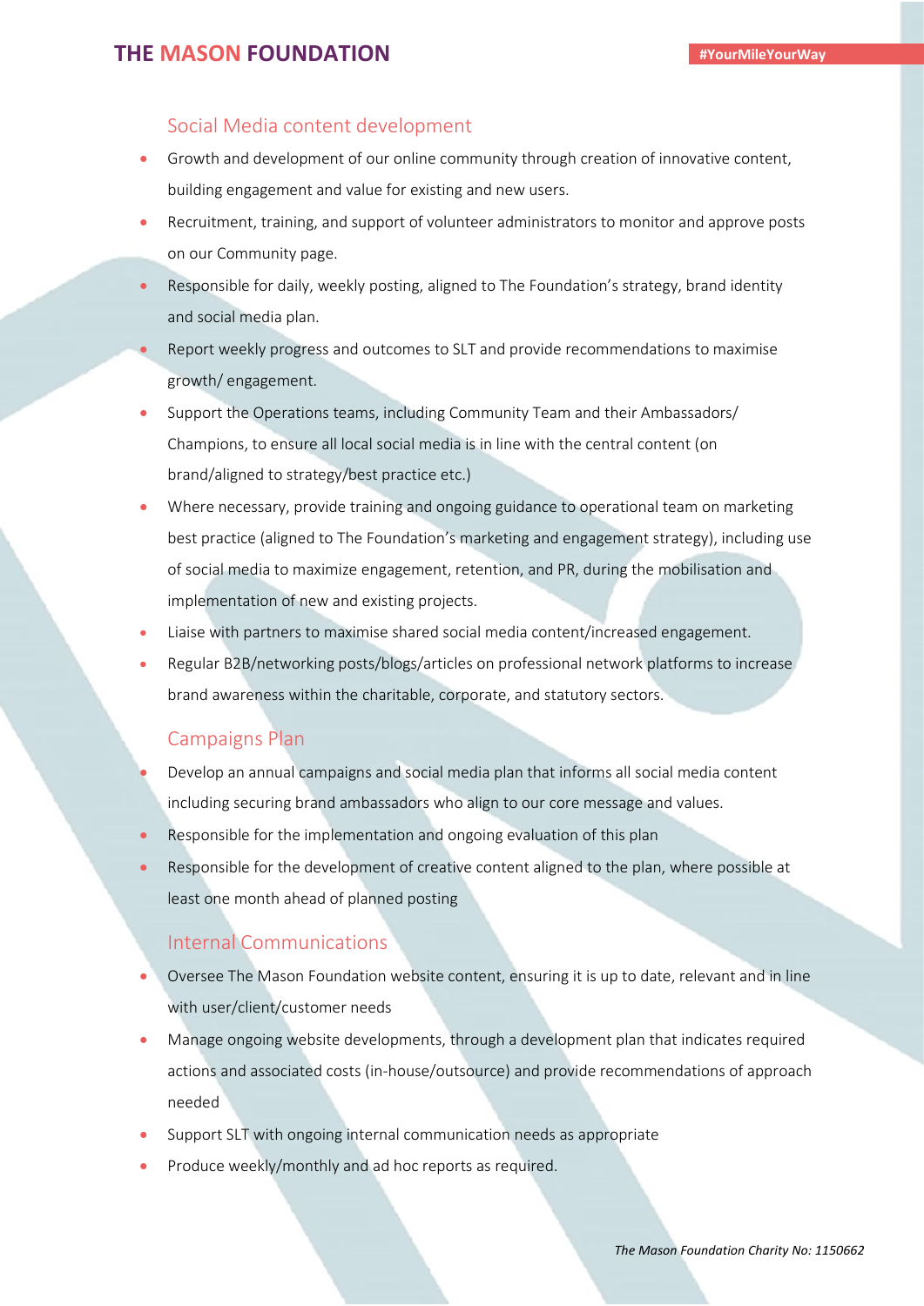## Social Media content development

- Growth and development of our online community through creation of innovative content, building engagement and value for existing and new users.
- Recruitment, training, and support of volunteer administrators to monitor and approve posts on our Community page.
- Responsible for daily, weekly posting, aligned to The Foundation's strategy, brand identity and social media plan.
- Report weekly progress and outcomes to SLT and provide recommendations to maximise growth/ engagement.
- Support the Operations teams, including Community Team and their Ambassadors/ Champions, to ensure all local social media is in line with the central content (on brand/aligned to strategy/best practice etc.)
- Where necessary, provide training and ongoing guidance to operational team on marketing best practice (aligned to The Foundation's marketing and engagement strategy), including use of social media to maximize engagement, retention, and PR, during the mobilisation and implementation of new and existing projects.
- Liaise with partners to maximise shared social media content/increased engagement.
- Regular B2B/networking posts/blogs/articles on professional network platforms to increase brand awareness within the charitable, corporate, and statutory sectors.

## Campaigns Plan

- Develop an annual campaigns and social media plan that informs all social media content including securing brand ambassadors who align to our core message and values.
- Responsible for the implementation and ongoing evaluation of this plan
- Responsible for the development of creative content aligned to the plan, where possible at least one month ahead of planned posting

## Internal Communications

- Oversee The Mason Foundation website content, ensuring it is up to date, relevant and in line with user/client/customer needs
- Manage ongoing website developments, through a development plan that indicates required actions and associated costs (in-house/outsource) and provide recommendations of approach needed
- Support SLT with ongoing internal communication needs as appropriate
- Produce weekly/monthly and ad hoc reports as required.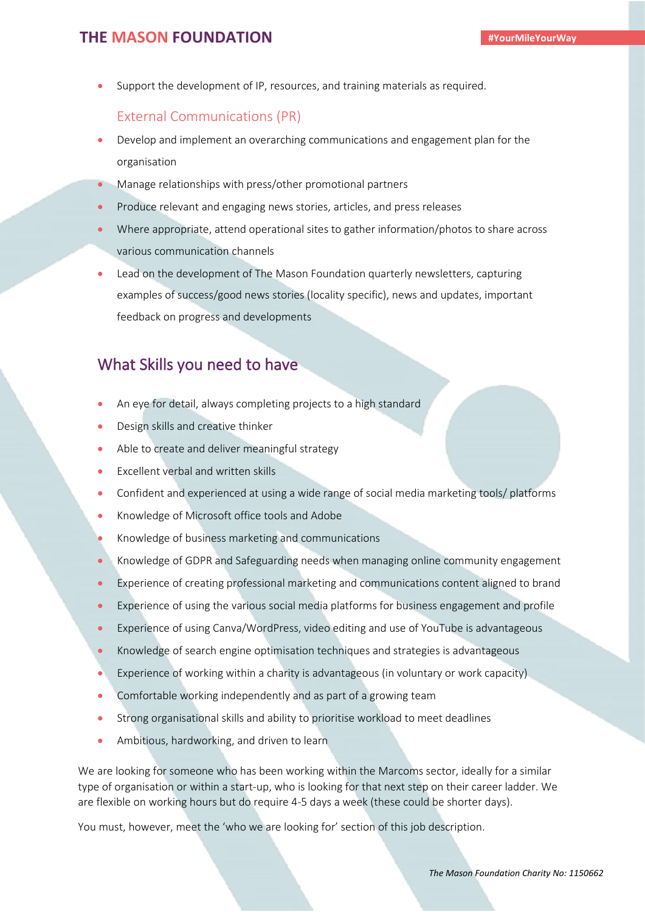- Support the development of IP, resources, and training materials as required.

### External Communications (PR)

- Develop and implement an overarching communications and engagement plan for the organisation
- Manage relationships with press/other promotional partners
- Produce relevant and engaging news stories, articles, and press releases
- Where appropriate, attend operational sites to gather information/photos to share across various communication channels
- Lead on the development of The Mason Foundation quarterly newsletters, capturing examples of success/good news stories (locality specific), news and updates, important feedback on progress and developments

## What Skills you need to have

- An eye for detail, always completing projects to a high standard
- Design skills and creative thinker
- Able to create and deliver meaningful strategy
- Excellent verbal and written skills
- Confident and experienced at using a wide range of social media marketing tools/ platforms
- Knowledge of Microsoft office tools and Adobe
- Knowledge of business marketing and communications
- Knowledge of GDPR and Safeguarding needs when managing online community engagement
- Experience of creating professional marketing and communications content aligned to brand
- Experience of using the various social media platforms for business engagement and profile
- Experience of using Canva/WordPress, video editing and use of YouTube is advantageous
- Knowledge of search engine optimisation techniques and strategies is advantageous
- Experience of working within a charity is advantageous (in voluntary or work capacity)
- Comfortable working independently and as part of a growing team
- Strong organisational skills and ability to prioritise workload to meet deadlines
- Ambitious, hardworking, and driven to learn

We are looking for someone who has been working within the Marcoms sector, ideally for a similar type of organisation or within a start-up, who is looking for that next step on their career ladder. We are flexible on working hours but do require 4-5 days a week (these could be shorter days).

You must, however, meet the 'who we are looking for' section of this job description.